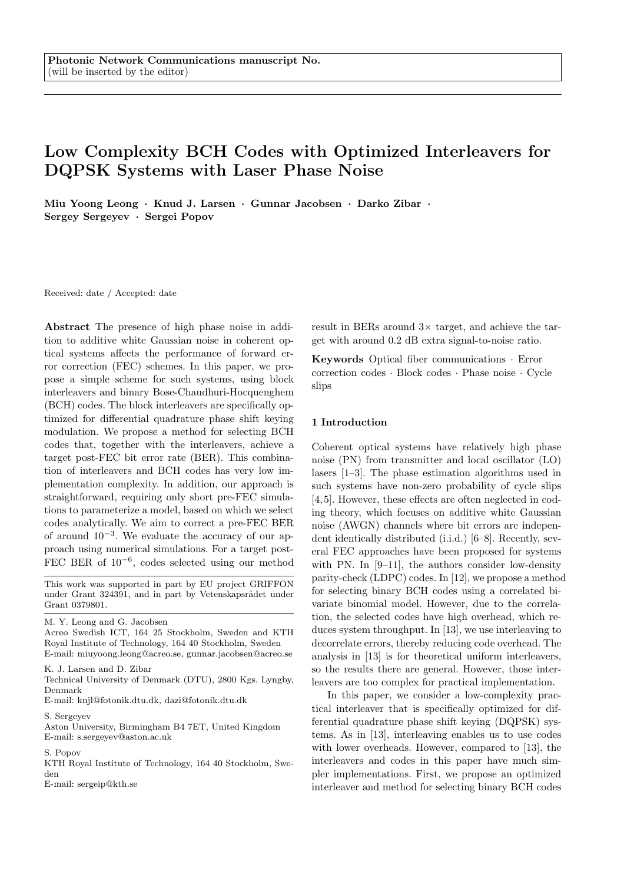Photonic Network Communications manuscript No.
(will be inserted by the editor)

# Low Complexity BCH Codes with Optimized Interleavers for DQPSK Systems with Laser Phase Noise

**Miu Yoong Leong · Knud J. Larsen · Gunnar Jacobsen · Darko Zibar · Sergey Sergeyev · Sergei Popov**

Received: date / Accepted: date

**Abstract** The presence of high phase noise in addition to additive white Gaussian noise in coherent optical systems affects the performance of forward error correction (FEC) schemes. In this paper, we propose a simple scheme for such systems, using block interleavers and binary Bose-Chaudhuri-Hocquenghem (BCH) codes. The block interleavers are specifically optimized for differential quadrature phase shift keying modulation. We propose a method for selecting BCH codes that, together with the interleavers, achieve a target post-FEC bit error rate (BER). This combination of interleavers and BCH codes has very low implementation complexity. In addition, our approach is straightforward, requiring only short pre-FEC simulations to parameterize a model, based on which we select codes analytically. We aim to correct a pre-FEC BER of around $10^{-3}$. We evaluate the accuracy of our approach using numerical simulations. For a target post-FEC BER of $10^{-6}$, codes selected using our method result in BERs around 3× target, and achieve the target with around 0.2 dB extra signal-to-noise ratio.

**Keywords** Optical fiber communications · Error correction codes · Block codes · Phase noise · Cycle slips

This work was supported in part by EU project GRIFFON under Grant 324391, and in part by Vetenskapsrådet under Grant 0379801.

M. Y. Leong and G. Jacobsen
Acreo Swedish ICT, 164 25 Stockholm, Sweden and KTH Royal Institute of Technology, 164 40 Stockholm, Sweden
E-mail: miuyoong.leong@acreo.se, gunnar.jacobsen@acreo.se

K. J. Larsen and D. Zibar
Technical University of Denmark (DTU), 2800 Kgs. Lyngby, Denmark
E-mail: knjl@fotonik.dtu.dk, dazi@fotonik.dtu.dk

S. Sergeyev
Aston University, Birmingham B4 7ET, United Kingdom
E-mail: s.sergeyev@aston.ac.uk

S. Popov
KTH Royal Institute of Technology, 164 40 Stockholm, Sweden
E-mail: sergeip@kth.se

## 1 Introduction

Coherent optical systems have relatively high phase noise (PN) from transmitter and local oscillator (LO) lasers [1–3]. The phase estimation algorithms used in such systems have non-zero probability of cycle slips [4,5]. However, these effects are often neglected in coding theory, which focuses on additive white Gaussian noise (AWGN) channels where bit errors are independent identically distributed (i.i.d.) [6–8]. Recently, several FEC approaches have been proposed for systems with PN. In [9–11], the authors consider low-density parity-check (LDPC) codes. In [12], we propose a method for selecting binary BCH codes using a correlated bivariate binomial model. However, due to the correlation, the selected codes have high overhead, which reduces system throughput. In [13], we use interleaving to decorrelate errors, thereby reducing code overhead. The analysis in [13] is for theoretical uniform interleavers, so the results there are general. However, those interleavers are too complex for practical implementation.

In this paper, we consider a low-complexity practical interleaver that is specifically optimized for differential quadrature phase shift keying (DQPSK) systems. As in [13], interleaving enables us to use codes with lower overheads. However, compared to [13], the interleavers and codes in this paper have much simpler implementations. First, we propose an optimized interleaver and method for selecting binary BCH codes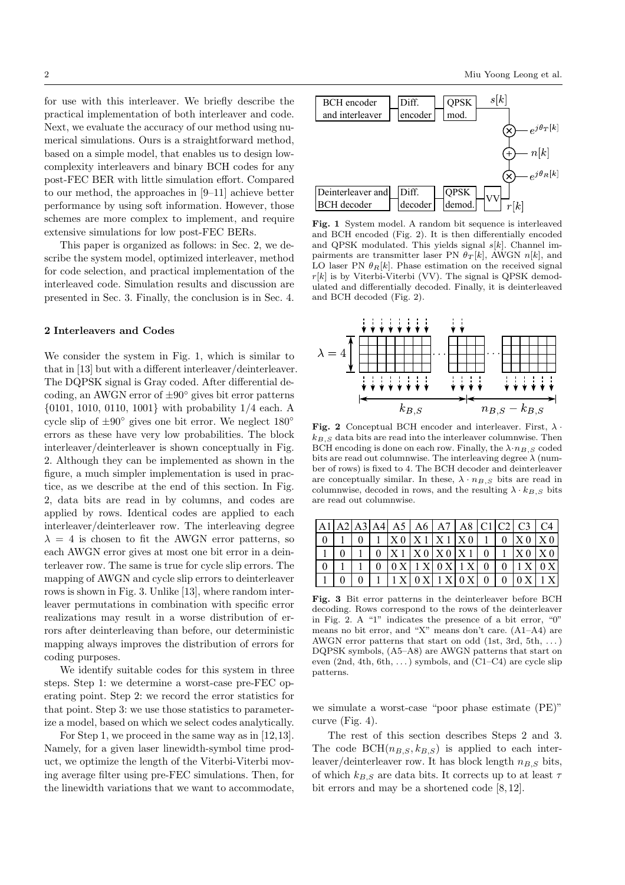for use with this interleaver. We briefly describe the practical implementation of both interleaver and code. Next, we evaluate the accuracy of our method using numerical simulations. Ours is a straightforward method, based on a simple model, that enables us to design low-complexity interleavers and binary BCH codes for any post-FEC BER with little simulation effort. Compared to our method, the approaches in [9–11] achieve better performance by using soft information. However, those schemes are more complex to implement, and require extensive simulations for low post-FEC BERs.

This paper is organized as follows: in Sec. 2, we describe the system model, optimized interleaver, method for code selection, and practical implementation of the interleaved code. Simulation results and discussion are presented in Sec. 3. Finally, the conclusion is in Sec. 4.

## 2 Interleavers and Codes

We consider the system in Fig. 1, which is similar to that in [13] but with a different interleaver/deinterleaver. The DQPSK signal is Gray coded. After differential decoding, an AWGN error of $\pm 90^\circ$ gives bit error patterns {0101, 1010, 0110, 1001} with probability 1/4 each. A cycle slip of $\pm 90^\circ$ gives one bit error. We neglect $180^\circ$ errors as these have very low probabilities. The block interleaver/deinterleaver is shown conceptually in Fig. 2. Although they can be implemented as shown in the figure, a much simpler implementation is used in practice, as we describe at the end of this section. In Fig. 2, data bits are read in by columns, and codes are applied by rows. Identical codes are applied to each interleaver/deinterleaver row. The interleaving degree $\lambda = 4$ is chosen to fit the AWGN error patterns, so each AWGN error gives at most one bit error in a deinterleaver row. The same is true for cycle slip errors. The mapping of AWGN and cycle slip errors to deinterleaver rows is shown in Fig. 3. Unlike [13], where random interleaver permutations in combination with specific error realizations may result in a worse distribution of errors after deinterleaving than before, our deterministic mapping always improves the distribution of errors for coding purposes.

We identify suitable codes for this system in three steps. Step 1: we determine a worst-case pre-FEC operating point. Step 2: we record the error statistics for that point. Step 3: we use those statistics to parameterize a model, based on which we select codes analytically.

For Step 1, we proceed in the same way as in [12,13]. Namely, for a given laser linewidth-symbol time product, we optimize the length of the Viterbi-Viterbi moving average filter using pre-FEC simulations. Then, for the linewidth variations that we want to accommodate, we simulate a worst-case "poor phase estimate (PE)" curve (Fig. 4).

**Fig. 1** System model. A random bit sequence is interleaved and BCH encoded (Fig. 2). It is then differentially encoded and QPSK modulated. This yields signal $s[k]$. Channel impairments are transmitter laser PN $\theta_T[k]$, AWGN $n[k]$, and LO laser PN $\theta_R[k]$. Phase estimation on the received signal $r[k]$ is by Viterbi-Viterbi (VV). The signal is QPSK demodulated and differentially decoded. Finally, it is deinterleaved and BCH decoded (Fig. 2).

**Fig. 2** Conceptual BCH encoder and interleaver. First, $\lambda \cdot k_{B,S}$ data bits are read into the interleaver columnwise. Then BCH encoding is done on each row. Finally, the $\lambda \cdot n_{B,S}$ coded bits are read out columnwise. The interleaving degree $\lambda$ (number of rows) is fixed to 4. The BCH decoder and deinterleaver are conceptually similar. In these, $\lambda \cdot n_{B,S}$ bits are read in columnwise, decoded in rows, and the resulting $\lambda \cdot k_{B,S}$ bits are read out columnwise.

| A1 | A2 | A3 | A4 | A5 | A6 | A7 | A8 | C1 | C2 | C3 | C4 |
|---|---|---|---|---|---|---|---|---|---|---|---|
| 0 | 1 | 0 | 1 | X 0 | X 1 | X 1 | X 0 | 1 | 0 | X 0 | X 0 |
| 1 | 0 | 1 | 0 | X 1 | X 0 | X 0 | X 1 | 0 | 1 | X 0 | X 0 |
| 0 | 1 | 1 | 0 | 0 X | 1 X | 0 X | 1 X | 0 | 0 | 1 X | 0 X |
| 1 | 0 | 0 | 1 | 1 X | 0 X | 1 X | 0 X | 0 | 0 | 0 X | 1 X |

**Fig. 3** Bit error patterns in the deinterleaver before BCH decoding. Rows correspond to the rows of the deinterleaver in Fig. 2. A "1" indicates the presence of a bit error, "0" means no bit error, and "X" means don't care. (A1–A4) are AWGN error patterns that start on odd (1st, 3rd, 5th, ...) DQPSK symbols, (A5–A8) are AWGN patterns that start on even (2nd, 4th, 6th, ...) symbols, and (C1–C4) are cycle slip patterns.

The rest of this section describes Steps 2 and 3. The code $\text{BCH}(n_{B,S}, k_{B,S})$ is applied to each interleaver/deinterleaver row. It has block length $n_{B,S}$ bits, of which $k_{B,S}$ are data bits. It corrects up to at least $\tau$ bit errors and may be a shortened code [8,12].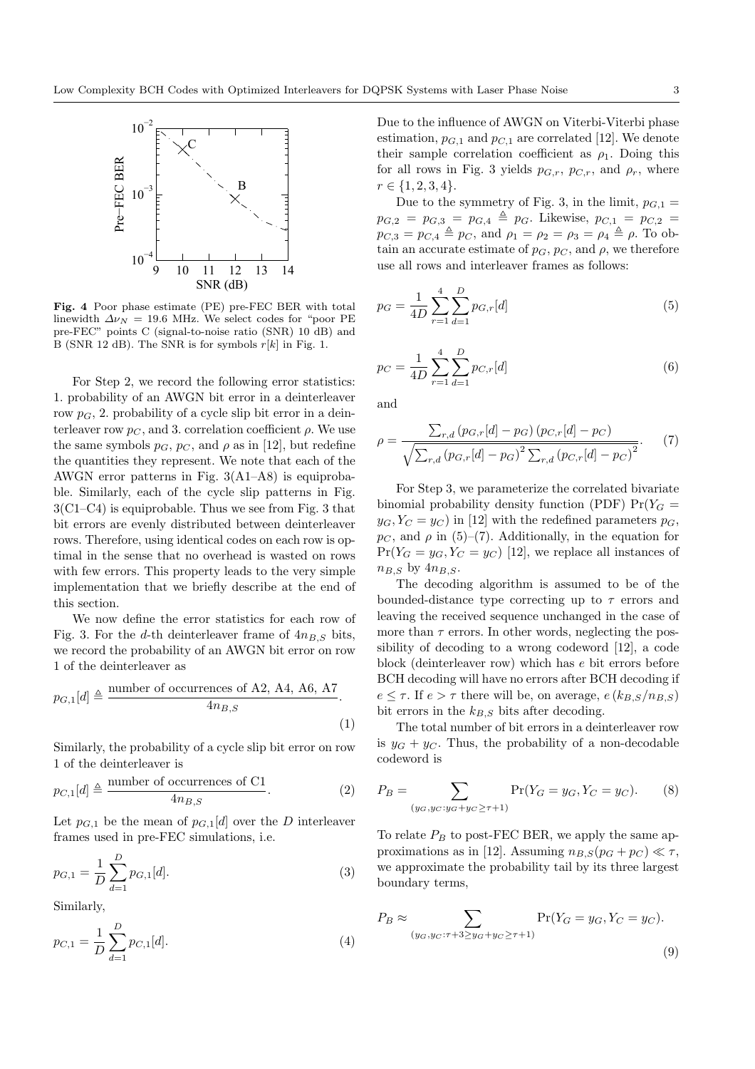**Fig. 4** Poor phase estimate (PE) pre-FEC BER with total linewidth $\Delta\nu_N = 19.6$ MHz. We select codes for "poor PE pre-FEC" points C (signal-to-noise ratio (SNR) 10 dB) and B (SNR 12 dB). The SNR is for symbols $r[k]$ in Fig. 1.

For Step 2, we record the following error statistics: 1. probability of an AWGN bit error in a deinterleaver row $p_G$, 2. probability of a cycle slip bit error in a deinterleaver row $p_C$, and 3. correlation coefficient $\rho$. We use the same symbols $p_G$, $p_C$, and $\rho$ as in [12], but redefine the quantities they represent. We note that each of the AWGN error patterns in Fig. 3(A1–A8) is equiprobable. Similarly, each of the cycle slip patterns in Fig. 3(C1–C4) is equiprobable. Thus we see from Fig. 3 that bit errors are evenly distributed between deinterleaver rows. Therefore, using identical codes on each row is optimal in the sense that no overhead is wasted on rows with few errors. This property leads to the very simple implementation that we briefly describe at the end of this section.

We now define the error statistics for each row of Fig. 3. For the $d$-th deinterleaver frame of $4n_{B,S}$ bits, we record the probability of an AWGN bit error on row 1 of the deinterleaver as

$$p_{G,1}[d] \triangleq \frac{\text{number of occurrences of A2, A4, A6, A7}}{4n_{B,S}}. \quad (1)$$

Similarly, the probability of a cycle slip bit error on row 1 of the deinterleaver is

$$p_{C,1}[d] \triangleq \frac{\text{number of occurrences of C1}}{4n_{B,S}}. \quad (2)$$

Let $p_{G,1}$ be the mean of $p_{G,1}[d]$ over the $D$ interleaver frames used in pre-FEC simulations, i.e.

$$p_{G,1} = \frac{1}{D}\sum_{d=1}^{D} p_{G,1}[d]. \quad (3)$$

Similarly,

$$p_{C,1} = \frac{1}{D}\sum_{d=1}^{D} p_{C,1}[d]. \quad (4)$$

Due to the influence of AWGN on Viterbi-Viterbi phase estimation, $p_{G,1}$ and $p_{C,1}$ are correlated [12]. We denote their sample correlation coefficient as $\rho_1$. Doing this for all rows in Fig. 3 yields $p_{G,r}$, $p_{C,r}$, and $\rho_r$, where $r \in \{1,2,3,4\}$.

Due to the symmetry of Fig. 3, in the limit, $p_{G,1} = p_{G,2} = p_{G,3} = p_{G,4} \triangleq p_G$. Likewise, $p_{C,1} = p_{C,2} = p_{C,3} = p_{C,4} \triangleq p_C$, and $\rho_1 = \rho_2 = \rho_3 = \rho_4 \triangleq \rho$. To obtain an accurate estimate of $p_G$, $p_C$, and $\rho$, we therefore use all rows and interleaver frames as follows:

$$p_G = \frac{1}{4D}\sum_{r=1}^{4}\sum_{d=1}^{D} p_{G,r}[d] \quad (5)$$

$$p_C = \frac{1}{4D}\sum_{r=1}^{4}\sum_{d=1}^{D} p_{C,r}[d] \quad (6)$$

and

$$\rho = \frac{\sum_{r,d}\left(p_{G,r}[d]-p_G\right)\left(p_{C,r}[d]-p_C\right)}{\sqrt{\sum_{r,d}\left(p_{G,r}[d]-p_G\right)^2 \sum_{r,d}\left(p_{C,r}[d]-p_C\right)^2}}. \quad (7)$$

For Step 3, we parameterize the correlated bivariate binomial probability density function (PDF) $\Pr(Y_G = y_G, Y_C = y_C)$ in [12] with the redefined parameters $p_G$, $p_C$, and $\rho$ in (5)–(7). Additionally, in the equation for $\Pr(Y_G = y_G, Y_C = y_C)$ [12], we replace all instances of $n_{B,S}$ by $4n_{B,S}$.

The decoding algorithm is assumed to be of the bounded-distance type correcting up to $\tau$ errors and leaving the received sequence unchanged in the case of more than $\tau$ errors. In other words, neglecting the possibility of decoding to a wrong codeword [12], a code block (deinterleaver row) which has $e$ bit errors before BCH decoding will have no errors after BCH decoding if $e \le \tau$. If $e > \tau$ there will be, on average, $e\,(k_{B,S}/n_{B,S})$ bit errors in the $k_{B,S}$ bits after decoding.

The total number of bit errors in a deinterleaver row is $y_G + y_C$. Thus, the probability of a non-decodable codeword is

$$P_B = \sum_{(y_G, y_C : y_G + y_C \ge \tau+1)} \Pr(Y_G = y_G, Y_C = y_C). \quad (8)$$

To relate $P_B$ to post-FEC BER, we apply the same approximations as in [12]. Assuming $n_{B,S}(p_G + p_C) \ll \tau$, we approximate the probability tail by its three largest boundary terms,

$$P_B \approx \sum_{(y_G, y_C : \tau+3 \ge y_G + y_C \ge \tau+1)} \Pr(Y_G = y_G, Y_C = y_C). \quad (9)$$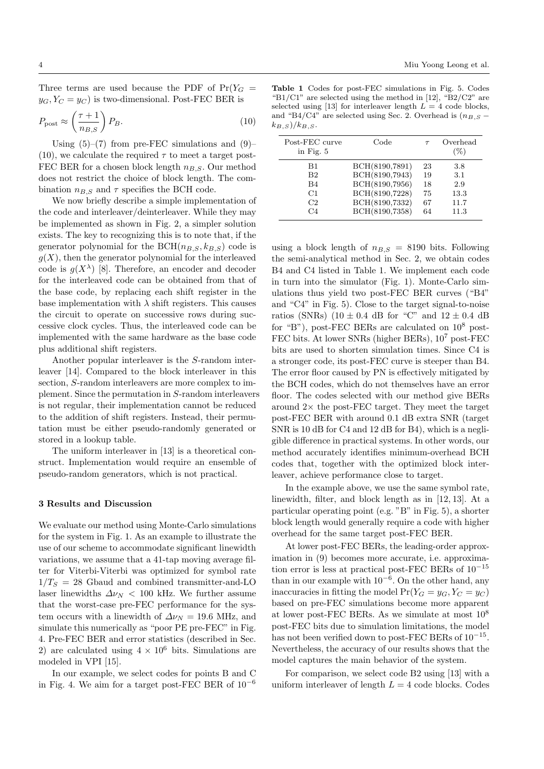Three terms are used because the PDF of $\Pr(Y_G = y_G, Y_C = y_C)$ is two-dimensional. Post-FEC BER is

$$P_{\text{post}} \approx \left(\frac{\tau+1}{n_{B,S}}\right) P_B. \tag{10}$$

Using (5)–(7) from pre-FEC simulations and (9)–(10), we calculate the required $\tau$ to meet a target post-FEC BER for a chosen block length $n_{B,S}$. Our method does not restrict the choice of block length. The combination $n_{B,S}$ and $\tau$ specifies the BCH code.

We now briefly describe a simple implementation of the code and interleaver/deinterleaver. While they may be implemented as shown in Fig. 2, a simpler solution exists. The key to recognizing this is to note that, if the generator polynomial for the BCH($n_{B,S}, k_{B,S}$) code is $g(X)$, then the generator polynomial for the interleaved code is $g(X^\lambda)$ [8]. Therefore, an encoder and decoder for the interleaved code can be obtained from that of the base code, by replacing each shift register in the base implementation with $\lambda$ shift registers. This causes the circuit to operate on successive rows during successive clock cycles. Thus, the interleaved code can be implemented with the same hardware as the base code plus additional shift registers.

Another popular interleaver is the $S$-random interleaver [14]. Compared to the block interleaver in this section, $S$-random interleavers are more complex to implement. Since the permutation in $S$-random interleavers is not regular, their implementation cannot be reduced to the addition of shift registers. Instead, their permutation must be either pseudo-randomly generated or stored in a lookup table.

The uniform interleaver in [13] is a theoretical construct. Implementation would require an ensemble of pseudo-random generators, which is not practical.

### 3 Results and Discussion

We evaluate our method using Monte-Carlo simulations for the system in Fig. 1. As an example to illustrate the use of our scheme to accommodate significant linewidth variations, we assume that a 41-tap moving average filter for Viterbi-Viterbi was optimized for symbol rate $1/T_S = 28$ Gbaud and combined transmitter-and-LO laser linewidths $\Delta\nu_N < 100$ kHz. We further assume that the worst-case pre-FEC performance for the system occurs with a linewidth of $\Delta\nu_N = 19.6$ MHz, and simulate this numerically as "poor PE pre-FEC" in Fig. 4. Pre-FEC BER and error statistics (described in Sec. 2) are calculated using $4 \times 10^6$ bits. Simulations are modeled in VPI [15].

In our example, we select codes for points B and C in Fig. 4. We aim for a target post-FEC BER of $10^{-6}$ using a block length of $n_{B,S} = 8190$ bits. Following the semi-analytical method in Sec. 2, we obtain codes B4 and C4 listed in Table 1. We implement each code in turn into the simulator (Fig. 1). Monte-Carlo simulations thus yield two post-FEC BER curves ("B4" and "C4" in Fig. 5). Close to the target signal-to-noise ratios (SNRs) ($10 \pm 0.4$ dB for "C" and $12 \pm 0.4$ dB for "B"), post-FEC BERs are calculated on $10^8$ post-FEC bits. At lower SNRs (higher BERs), $10^7$ post-FEC bits are used to shorten simulation times. Since C4 is a stronger code, its post-FEC curve is steeper than B4. The error floor caused by PN is effectively mitigated by the BCH codes, which do not themselves have an error floor. The codes selected with our method give BERs around 2× the post-FEC target. They meet the target post-FEC BER with around 0.1 dB extra SNR (target SNR is 10 dB for C4 and 12 dB for B4), which is a negligible difference in practical systems. In other words, our method accurately identifies minimum-overhead BCH codes that, together with the optimized block interleaver, achieve performance close to target.

**Table 1** Codes for post-FEC simulations in Fig. 5. Codes "B1/C1" are selected using the method in [12], "B2/C2" are selected using [13] for interleaver length $L = 4$ code blocks, and "B4/C4" are selected using Sec. 2. Overhead is $(n_{B,S} - k_{B,S})/k_{B,S}$.

| Post-FEC curve in Fig. 5 | Code | $\tau$ | Overhead (%) |
|---|---|---|---|
| B1 | BCH(8190,7891) | 23 | 3.8 |
| B2 | BCH(8190,7943) | 19 | 3.1 |
| B4 | BCH(8190,7956) | 18 | 2.9 |
| C1 | BCH(8190,7228) | 75 | 13.3 |
| C2 | BCH(8190,7332) | 67 | 11.7 |
| C4 | BCH(8190,7358) | 64 | 11.3 |

In the example above, we use the same symbol rate, linewidth, filter, and block length as in [12, 13]. At a particular operating point (e.g. "B" in Fig. 5), a shorter block length would generally require a code with higher overhead for the same target post-FEC BER.

At lower post-FEC BERs, the leading-order approximation in (9) becomes more accurate, i.e. approximation error is less at practical post-FEC BERs of $10^{-15}$ than in our example with $10^{-6}$. On the other hand, any inaccuracies in fitting the model $\Pr(Y_G = y_G, Y_C = y_C)$ based on pre-FEC simulations become more apparent at lower post-FEC BERs. As we simulate at most $10^8$ post-FEC bits due to simulation limitations, the model has not been verified down to post-FEC BERs of $10^{-15}$. Nevertheless, the accuracy of our results shows that the model captures the main behavior of the system.

For comparison, we select code B2 using [13] with a uniform interleaver of length $L = 4$ code blocks. Codes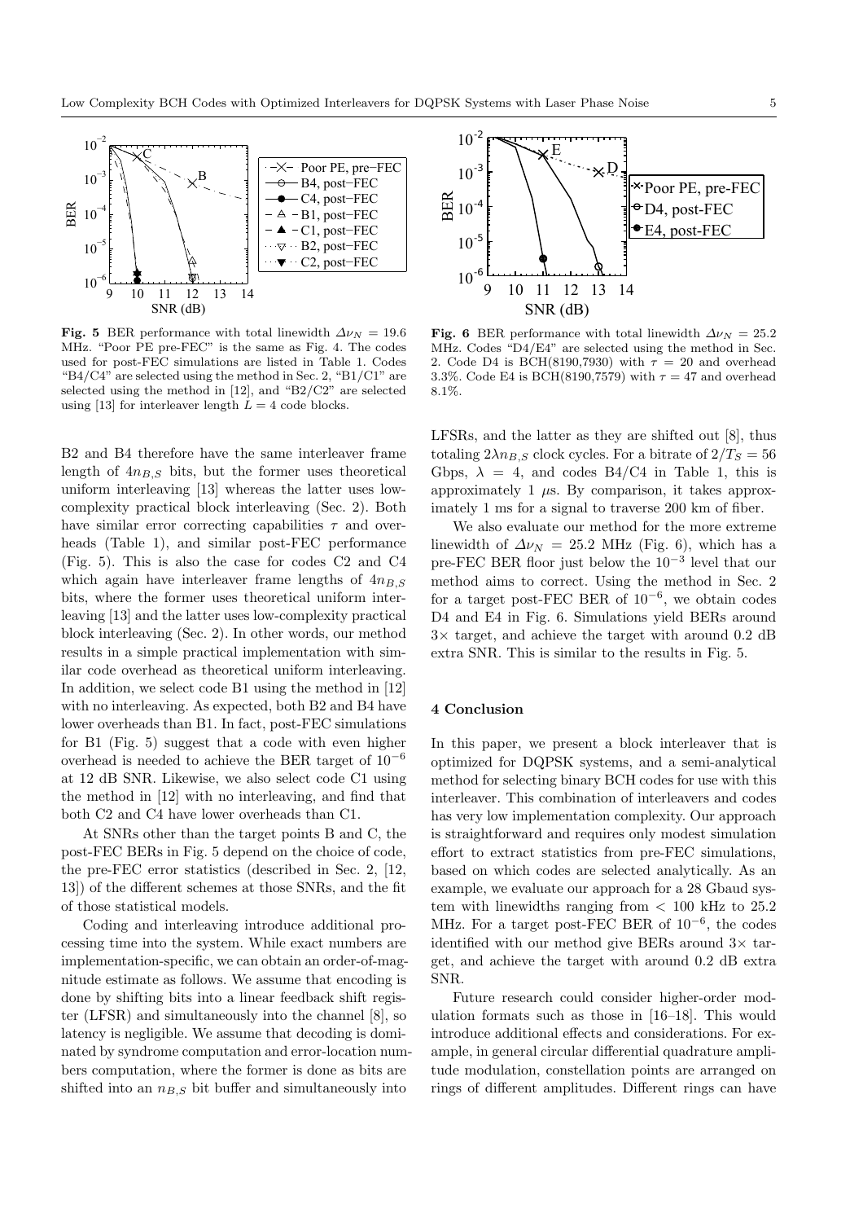**Fig. 5** BER performance with total linewidth $\Delta\nu_N = 19.6$ MHz. "Poor PE pre-FEC" is the same as Fig. 4. The codes used for post-FEC simulations are listed in Table 1. Codes "B4/C4" are selected using the method in Sec. 2, "B1/C1" are selected using the method in [12], and "B2/C2" are selected using [13] for interleaver length $L = 4$ code blocks.

**Fig. 6** BER performance with total linewidth $\Delta\nu_N = 25.2$ MHz. Codes "D4/E4" are selected using the method in Sec. 2. Code D4 is BCH(8190,7930) with $\tau = 20$ and overhead 3.3%. Code E4 is BCH(8190,7579) with $\tau = 47$ and overhead 8.1%.

B2 and B4 therefore have the same interleaver frame length of $4n_{B,S}$ bits, but the former uses theoretical uniform interleaving [13] whereas the latter uses low-complexity practical block interleaving (Sec. 2). Both have similar error correcting capabilities $\tau$ and overheads (Table 1), and similar post-FEC performance (Fig. 5). This is also the case for codes C2 and C4 which again have interleaver frame lengths of $4n_{B,S}$ bits, where the former uses theoretical uniform interleaving [13] and the latter uses low-complexity practical block interleaving (Sec. 2). In other words, our method results in a simple practical implementation with similar code overhead as theoretical uniform interleaving. In addition, we select code B1 using the method in [12] with no interleaving. As expected, both B2 and B4 have lower overheads than B1. In fact, post-FEC simulations for B1 (Fig. 5) suggest that a code with even higher overhead is needed to achieve the BER target of $10^{-6}$ at 12 dB SNR. Likewise, we also select code C1 using the method in [12] with no interleaving, and find that both C2 and C4 have lower overheads than C1.

At SNRs other than the target points B and C, the post-FEC BERs in Fig. 5 depend on the choice of code, the pre-FEC error statistics (described in Sec. 2, [12, 13]) of the different schemes at those SNRs, and the fit of those statistical models.

Coding and interleaving introduce additional processing time into the system. While exact numbers are implementation-specific, we can obtain an order-of-magnitude estimate as follows. We assume that encoding is done by shifting bits into a linear feedback shift register (LFSR) and simultaneously into the channel [8], so latency is negligible. We assume that decoding is dominated by syndrome computation and error-location numbers computation, where the former is done as bits are shifted into an $n_{B,S}$ bit buffer and simultaneously into LFSRs, and the latter as they are shifted out [8], thus totaling $2\lambda n_{B,S}$ clock cycles. For a bitrate of $2/T_S = 56$ Gbps, $\lambda = 4$, and codes B4/C4 in Table 1, this is approximately 1 $\mu$s. By comparison, it takes approximately 1 ms for a signal to traverse 200 km of fiber.

We also evaluate our method for the more extreme linewidth of $\Delta\nu_N = 25.2$ MHz (Fig. 6), which has a pre-FEC BER floor just below the $10^{-3}$ level that our method aims to correct. Using the method in Sec. 2 for a target post-FEC BER of $10^{-6}$, we obtain codes D4 and E4 in Fig. 6. Simulations yield BERs around $3\times$ target, and achieve the target with around 0.2 dB extra SNR. This is similar to the results in Fig. 5.

## 4 Conclusion

In this paper, we present a block interleaver that is optimized for DQPSK systems, and a semi-analytical method for selecting binary BCH codes for use with this interleaver. This combination of interleavers and codes has very low implementation complexity. Our approach is straightforward and requires only modest simulation effort to extract statistics from pre-FEC simulations, based on which codes are selected analytically. As an example, we evaluate our approach for a 28 Gbaud system with linewidths ranging from $< 100$ kHz to 25.2 MHz. For a target post-FEC BER of $10^{-6}$, the codes identified with our method give BERs around $3\times$ target, and achieve the target with around 0.2 dB extra SNR.

Future research could consider higher-order modulation formats such as those in [16–18]. This would introduce additional effects and considerations. For example, in general circular differential quadrature amplitude modulation, constellation points are arranged on rings of different amplitudes. Different rings can have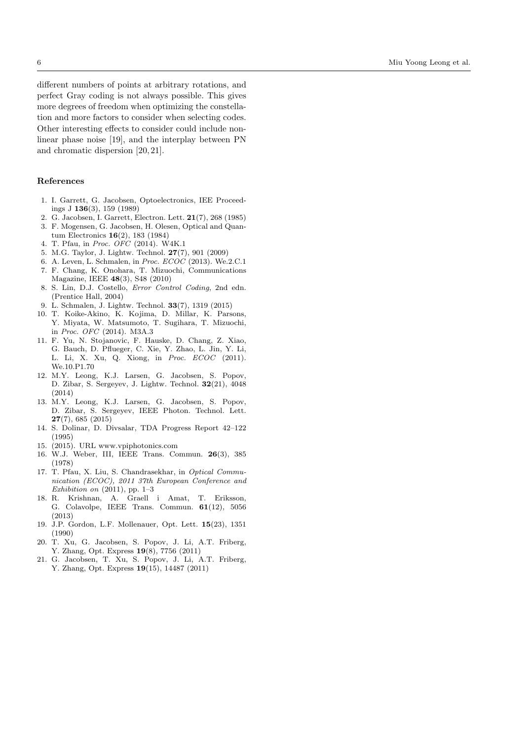different numbers of points at arbitrary rotations, and perfect Gray coding is not always possible. This gives more degrees of freedom when optimizing the constellation and more factors to consider when selecting codes. Other interesting effects to consider could include nonlinear phase noise [19], and the interplay between PN and chromatic dispersion [20, 21].

## References

1. I. Garrett, G. Jacobsen, Optoelectronics, IEE Proceedings J **136**(3), 159 (1989)
2. G. Jacobsen, I. Garrett, Electron. Lett. **21**(7), 268 (1985)
3. F. Mogensen, G. Jacobsen, H. Olesen, Optical and Quantum Electronics **16**(2), 183 (1984)
4. T. Pfau, in *Proc. OFC* (2014). W4K.1
5. M.G. Taylor, J. Lightw. Technol. **27**(7), 901 (2009)
6. A. Leven, L. Schmalen, in *Proc. ECOC* (2013). We.2.C.1
7. F. Chang, K. Onohara, T. Mizuochi, Communications Magazine, IEEE **48**(3), S48 (2010)
8. S. Lin, D.J. Costello, *Error Control Coding*, 2nd edn. (Prentice Hall, 2004)
9. L. Schmalen, J. Lightw. Technol. **33**(7), 1319 (2015)
10. T. Koike-Akino, K. Kojima, D. Millar, K. Parsons, Y. Miyata, W. Matsumoto, T. Sugihara, T. Mizuochi, in *Proc. OFC* (2014). M3A.3
11. F. Yu, N. Stojanovic, F. Hauske, D. Chang, Z. Xiao, G. Bauch, D. Pflueger, C. Xie, Y. Zhao, L. Jin, Y. Li, L. Li, X. Xu, Q. Xiong, in *Proc. ECOC* (2011). We.10.P1.70
12. M.Y. Leong, K.J. Larsen, G. Jacobsen, S. Popov, D. Zibar, S. Sergeyev, J. Lightw. Technol. **32**(21), 4048 (2014)
13. M.Y. Leong, K.J. Larsen, G. Jacobsen, S. Popov, D. Zibar, S. Sergeyev, IEEE Photon. Technol. Lett. **27**(7), 685 (2015)
14. S. Dolinar, D. Divsalar, TDA Progress Report 42–122 (1995)
15. (2015). URL www.vpiphotonics.com
16. W.J. Weber, III, IEEE Trans. Commun. **26**(3), 385 (1978)
17. T. Pfau, X. Liu, S. Chandrasekhar, in *Optical Communication (ECOC), 2011 37th European Conference and Exhibition on* (2011), pp. 1–3
18. R. Krishnan, A. Graell i Amat, T. Eriksson, G. Colavolpe, IEEE Trans. Commun. **61**(12), 5056 (2013)
19. J.P. Gordon, L.F. Mollenauer, Opt. Lett. **15**(23), 1351 (1990)
20. T. Xu, G. Jacobsen, S. Popov, J. Li, A.T. Friberg, Y. Zhang, Opt. Express **19**(8), 7756 (2011)
21. G. Jacobsen, T. Xu, S. Popov, J. Li, A.T. Friberg, Y. Zhang, Opt. Express **19**(15), 14487 (2011)